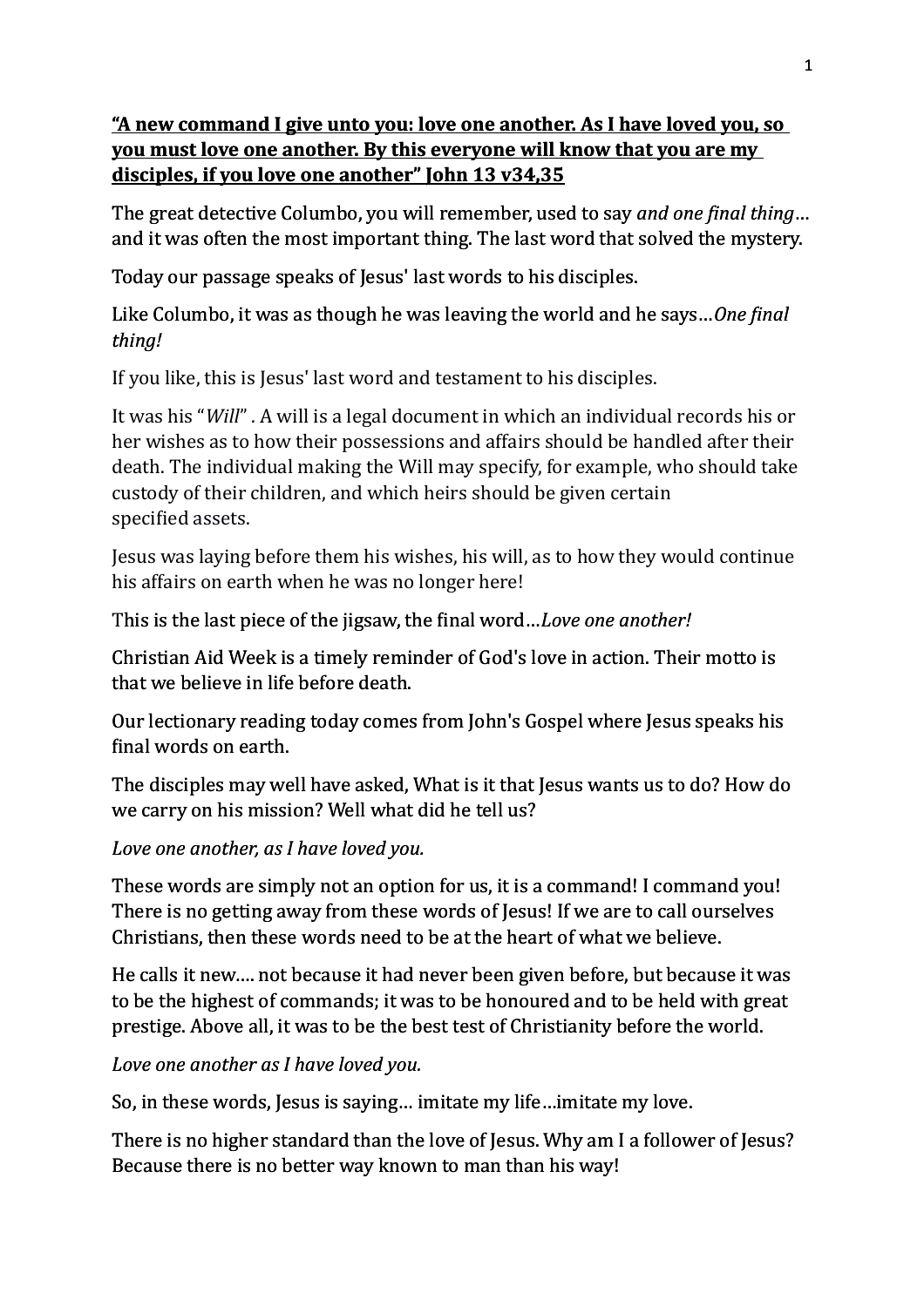**<u>"A new command I give unto you: love one another. As I have loved you, so you must love one another. By this everyone will know that you are my disciples, if you love one another" John 13 v34,35</u>**

The great detective Columbo, you will remember, used to say *and one final thing*… and it was often the most important thing. The last word that solved the mystery.

Today our passage speaks of Jesus' last words to his disciples.

Like Columbo, it was as though he was leaving the world and he says…*One final thing!*

If you like, this is Jesus' last word and testament to his disciples.

It was his "*Will*" . A will is a legal document in which an individual records his or her wishes as to how their possessions and affairs should be handled after their death. The individual making the Will may specify, for example, who should take custody of their children, and which heirs should be given certain specified assets.

Jesus was laying before them his wishes, his will, as to how they would continue his affairs on earth when he was no longer here!

This is the last piece of the jigsaw, the final word…*Love one another!*

Christian Aid Week is a timely reminder of God's love in action. Their motto is that we believe in life before death.

Our lectionary reading today comes from John's Gospel where Jesus speaks his final words on earth.

The disciples may well have asked, What is it that Jesus wants us to do? How do we carry on his mission? Well what did he tell us?

*Love one another, as I have loved you.*

These words are simply not an option for us, it is a command! I command you! There is no getting away from these words of Jesus! If we are to call ourselves Christians, then these words need to be at the heart of what we believe.

He calls it new…. not because it had never been given before, but because it was to be the highest of commands; it was to be honoured and to be held with great prestige. Above all, it was to be the best test of Christianity before the world.

*Love one another as I have loved you.*

So, in these words, Jesus is saying… imitate my life…imitate my love.

There is no higher standard than the love of Jesus. Why am I a follower of Jesus? Because there is no better way known to man than his way!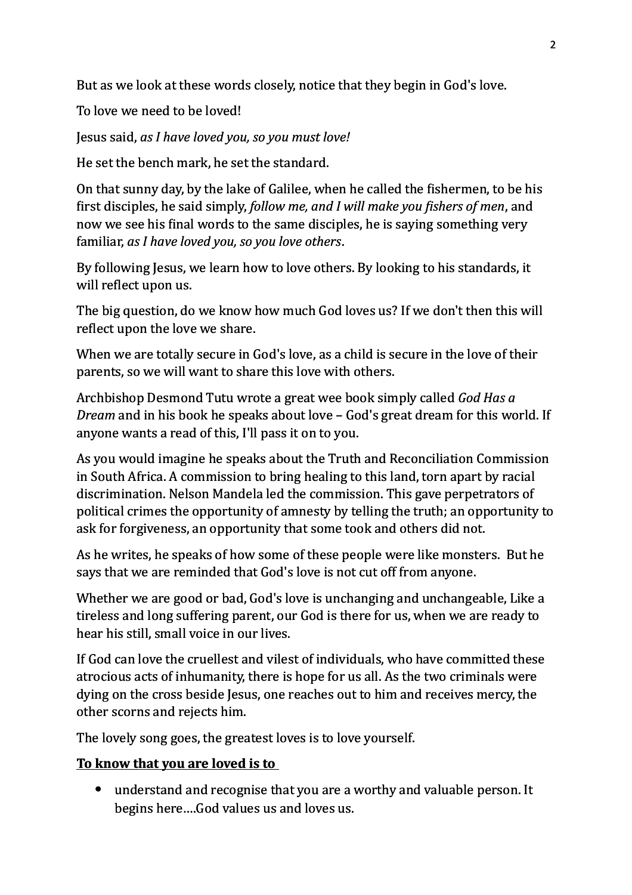But as we look at these words closely, notice that they begin in God's love.

To love we need to be loved!

Jesus said, *as I have loved you, so you must love!*

He set the bench mark, he set the standard.

On that sunny day, by the lake of Galilee, when he called the fishermen, to be his first disciples, he said simply, *follow me, and I will make you fishers of men*, and now we see his final words to the same disciples, he is saying something very familiar, *as I have loved you, so you love others*.

By following Jesus, we learn how to love others. By looking to his standards, it will reflect upon us.

The big question, do we know how much God loves us? If we don't then this will reflect upon the love we share.

When we are totally secure in God's love, as a child is secure in the love of their parents, so we will want to share this love with others.

Archbishop Desmond Tutu wrote a great wee book simply called *God Has a Dream* and in his book he speaks about love – God's great dream for this world. If anyone wants a read of this, I'll pass it on to you.

As you would imagine he speaks about the Truth and Reconciliation Commission in South Africa. A commission to bring healing to this land, torn apart by racial discrimination. Nelson Mandela led the commission. This gave perpetrators of political crimes the opportunity of amnesty by telling the truth; an opportunity to ask for forgiveness, an opportunity that some took and others did not.

As he writes, he speaks of how some of these people were like monsters. But he says that we are reminded that God's love is not cut off from anyone.

Whether we are good or bad, God's love is unchanging and unchangeable, Like a tireless and long suffering parent, our God is there for us, when we are ready to hear his still, small voice in our lives.

If God can love the cruellest and vilest of individuals, who have committed these atrocious acts of inhumanity, there is hope for us all. As the two criminals were dying on the cross beside Jesus, one reaches out to him and receives mercy, the other scorns and rejects him.

The lovely song goes, the greatest loves is to love yourself.

**<u>To know that you are loved is to</u>**

- understand and recognise that you are a worthy and valuable person. It begins here….God values us and loves us.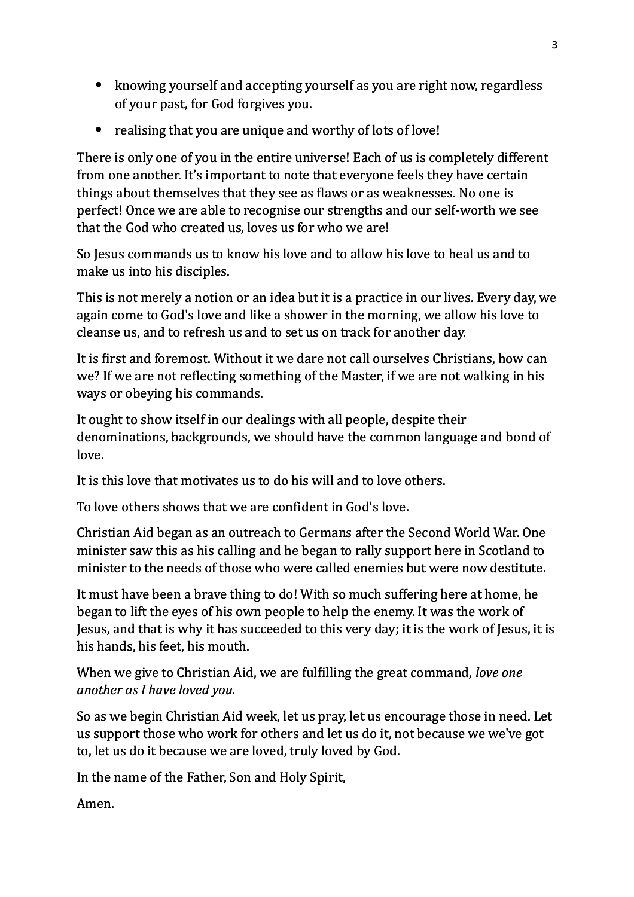- knowing yourself and accepting yourself as you are right now, regardless of your past, for God forgives you.
- realising that you are unique and worthy of lots of love!

There is only one of you in the entire universe! Each of us is completely different from one another. It's important to note that everyone feels they have certain things about themselves that they see as flaws or as weaknesses. No one is perfect! Once we are able to recognise our strengths and our self-worth we see that the God who created us, loves us for who we are!

So Jesus commands us to know his love and to allow his love to heal us and to make us into his disciples.

This is not merely a notion or an idea but it is a practice in our lives. Every day, we again come to God's love and like a shower in the morning, we allow his love to cleanse us, and to refresh us and to set us on track for another day.

It is first and foremost. Without it we dare not call ourselves Christians, how can we? If we are not reflecting something of the Master, if we are not walking in his ways or obeying his commands.

It ought to show itself in our dealings with all people, despite their denominations, backgrounds, we should have the common language and bond of love.

It is this love that motivates us to do his will and to love others.

To love others shows that we are confident in God's love.

Christian Aid began as an outreach to Germans after the Second World War. One minister saw this as his calling and he began to rally support here in Scotland to minister to the needs of those who were called enemies but were now destitute.

It must have been a brave thing to do! With so much suffering here at home, he began to lift the eyes of his own people to help the enemy. It was the work of Jesus, and that is why it has succeeded to this very day; it is the work of Jesus, it is his hands, his feet, his mouth.

When we give to Christian Aid, we are fulfilling the great command, *love one another as I have loved you.*

So as we begin Christian Aid week, let us pray, let us encourage those in need. Let us support those who work for others and let us do it, not because we we've got to, let us do it because we are loved, truly loved by God.

In the name of the Father, Son and Holy Spirit,

Amen.